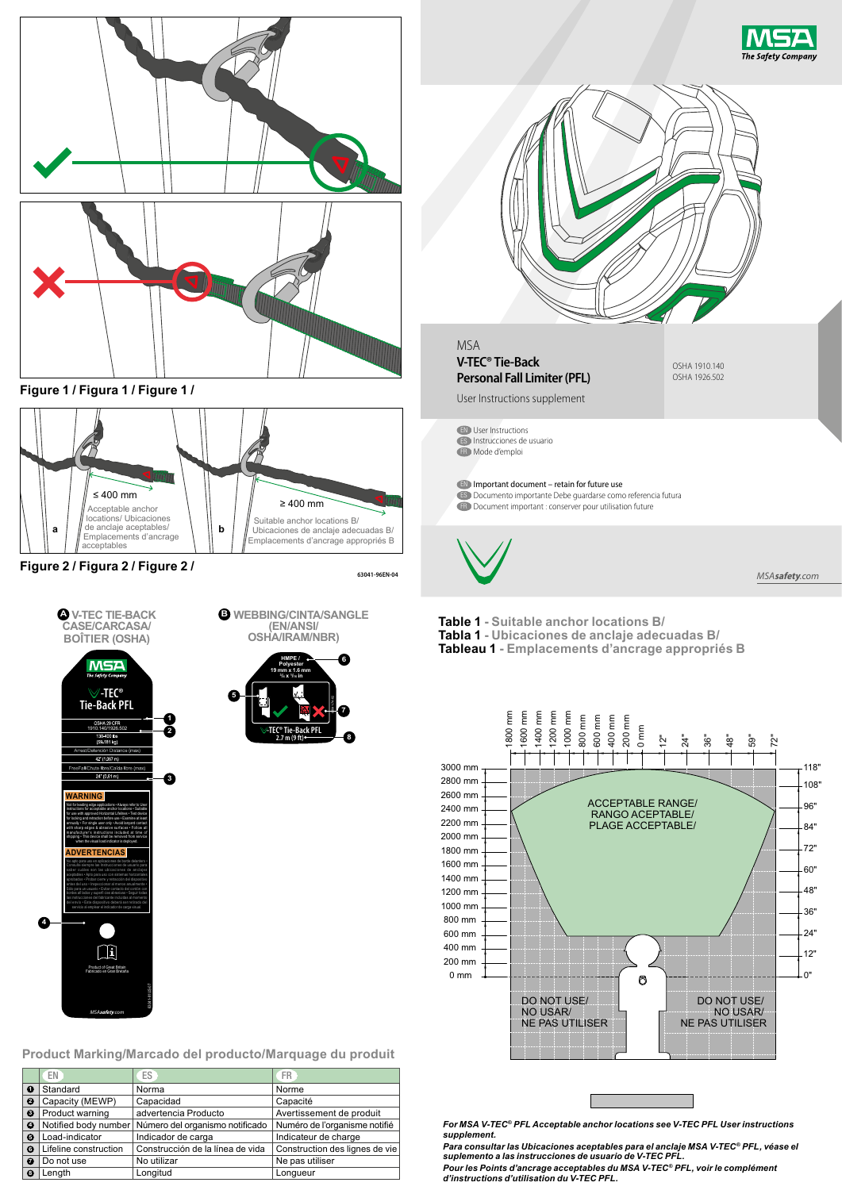MSA
The Safety Company

MSA

# V-TEC® Tie-Back Personal Fall Limiter (PFL)

User Instructions supplement

OSHA 1910.140
OSHA 1926.502

EN User Instructions
ES Instrucciones de usuario
FR Mode d'emploi

EN Important document – retain for future use
ES Documento importante Debe guardarse como referencia futura
FR Document important : conserver pour utilisation future

MSAsafety.com

Figure 1 / Figura 1 / Figure 1 /

a — ≤ 400 mm — Acceptable anchor locations/ Ubicaciones de anclaje aceptables/ Emplacements d'ancrage acceptables

b — ≥ 400 mm — Suitable anchor locations B/ Ubicaciones de anclaje adecuadas B/ Emplacements d'ancrage appropriés B

Figure 2 / Figura 2 / Figure 2 /

63041-96EN-04

**Table 1** - Suitable anchor locations B/
**Tabla 1** - Ubicaciones de anclaje adecuadas B/
**Tableau 1** - Emplacements d'ancrage appropriés B

ACCEPTABLE RANGE/ RANGO ACEPTABLE/ PLAGE ACCEPTABLE/

DO NOT USE/ NO USAR/ NE PAS UTILISER

*For MSA V-TEC® PFL Acceptable anchor locations see V-TEC PFL User instructions supplement.*
*Para consultar las Ubicaciones aceptables para el anclaje MSA V-TEC® PFL, véase el suplemento a las instrucciones de usuario de V-TEC PFL.*
*Pour les Points d'ancrage acceptables du MSA V-TEC® PFL, voir le complément d'instructions d'utilisation du V-TEC PFL.*

A V-TEC TIE-BACK CASE/CARCASA/ BOÎTIER (OSHA)

B WEBBING/CINTA/SANGLE (EN/ANSI/ OSHA/IRAM/NBR)

Product Marking/Marcado del producto/Marquage du produit

| | EN | ES | FR |
|---|---|---|---|
| 1 | Standard | Norma | Norme |
| 2 | Capacity (MEWP) | Capacidad | Capacité |
| 3 | Product warning | advertencia Producto | Avertissement de produit |
| 4 | Notified body number | Número del organismo notificado | Numéro de l'organisme notifié |
| 5 | Load-indicator | Indicador de carga | Indicateur de charge |
| 6 | Lifeline construction | Construcción de la línea de vida | Construction des lignes de vie |
| 7 | Do not use | No utilizar | Ne pas utiliser |
| 8 | Length | Longitud | Longueur |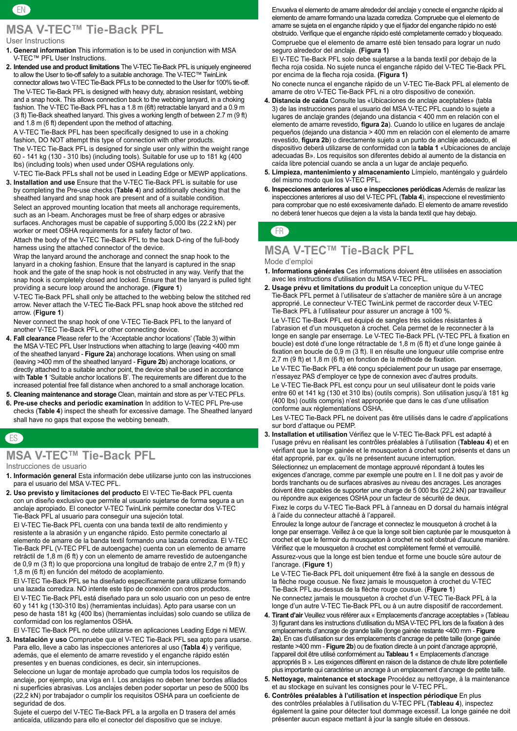EN

# MSA V-TEC™ Tie-Back PFL

User Instructions

1. **General information** This information is to be used in conjunction with MSA V-TEC™ PFL User Instructions.
2. **Intended use and product limitations** The V-TEC Tie-Back PFL is uniquely engineered to allow the User to tie-off safely to a suitable anchorage. The V-TEC™ TwinLink connector allows two V-TEC Tie-Back PFLs to be connected to the User for 100% tie-off.

   The V-TEC Tie-Back PFL is designed with heavy duty, abrasion resistant, webbing and a snap hook. This allows connection back to the webbing lanyard, in a choking fashion. The V-TEC Tie-Back PFL has a 1.8 m (6ft) retractable lanyard and a 0.9 m (3 ft) Tie-Back sheathed lanyard. This gives a working length of between 2.7 m (9 ft) and 1.8 m (6 ft) dependent upon the method of attaching.

   A V-TEC Tie-Back PFL has been specifically designed to use in a choking fashion, DO NOT attempt this type of connection with other products.

   The V-TEC Tie-Back PFL is designed for single user only within the weight range 60 - 141 kg (130 - 310 lbs) (including tools). Suitable for use up to 181 kg (400 lbs) (including tools) when used under OSHA regulations only.

   V-TEC Tie-Back PFLs shall not be used in Leading Edge or MEWP applications.
3. **Installation and use** Ensure that the V-TEC Tie-Back PFL is suitable for use by completing the Pre-use checks (**Table 4**) and additionally checking that the sheathed lanyard and snap hook are present and of a suitable condition.

   Select an approved mounting location that meets all anchorage requirements, such as an I-beam. Anchorages must be free of sharp edges or abrasive surfaces. Anchorages must be capable of supporting 5,000 lbs (22.2 kN) per worker or meet OSHA requirements for a safety factor of two.

   Attach the body of the V-TEC Tie-Back PFL to the back D-ring of the full-body harness using the attached connector of the device.

   Wrap the lanyard around the anchorage and connect the snap hook to the lanyard in a choking fashion. Ensure that the lanyard is captured in the snap hook and the gate of the snap hook is not obstructed in any way. Verify that the snap hook is completely closed and locked. Ensure that the lanyard is pulled tight providing a secure loop around the anchorage. (**Figure 1**)

   V-TEC Tie-Back PFL shall only be attached to the webbing below the stitched red arrow. Never attach the V-TEC Tie-Back PFL snap hook above the stitched red arrow. (**Figure 1**)

   Never connect the snap hook of one V-TEC Tie-Back PFL to the lanyard of another V-TEC Tie-Back PFL or other connecting device.
4. **Fall clearance** Please refer to the 'Acceptable anchor locations' (Table 3) within the MSA V-TEC PFL User Instructions when attaching to large (leaving <400 mm of the sheathed lanyard - **Figure 2a**) anchorage locations. When using on small (leaving >400 mm of the sheathed lanyard - **Figure 2b**) anchorage locations, or directly attached to a suitable anchor point, the device shall be used in accordance with **Table 1** 'Suitable anchor locations B'. The requirements are different due to the increased potential free fall distance when anchored to a small anchorage location.
5. **Cleaning maintenance and storage** Clean, maintain and store as per V-TEC PFLs.
6. **Pre-use checks and periodic examination** In addition to V-TEC PFL Pre-use checks (**Table 4**) inspect the sheath for excessive damage. The Sheathed lanyard shall have no gaps that expose the webbing beneath.

ES

# MSA V-TEC™ Tie-Back PFL

Instrucciones de usuario

1. **Información general** Esta información debe utilizarse junto con las instrucciones para el usuario del MSA V-TEC PFL.
2. **Uso previsto y limitaciones del producto** El V-TEC Tie-Back PFL cuenta con un diseño exclusivo que permite al usuario sujetarse de forma segura a un anclaje apropiado. El conector V-TEC TwinLink permite conectar dos V-TEC Tie-Back PFL al usuario para conseguir una sujeción total.

   El V-TEC Tie-Back PFL cuenta con una banda textil de alto rendimiento y resistente a la abrasión y un enganche rápido. Esto permite conectarlo al elemento de amarre de la banda textil formando una lazada corrediza. El V-TEC Tie-Back PFL (V-TEC PFL de autoenganche) cuenta con un elemento de amarre retráctil de 1,8 m (6 ft) y con un elemento de amarre revestido de autoenganche de 0,9 m (3 ft) lo que proporciona una longitud de trabajo de entre 2,7 m (9 ft) y 1,8 m (6 ft) en función del método de acoplamiento.

   El V-TEC Tie-Back PFL se ha diseñado específicamente para utilizarse formando una lazada corrediza. NO intente este tipo de conexión con otros productos.

   El V-TEC Tie-Back PFL está diseñado para un solo usuario con un peso de entre 60 y 141 kg (130-310 lbs) (herramientas incluidas). Apto para usarse con un peso de hasta 181 kg (400 lbs) (herramientas incluidas) solo cuando se utiliza de conformidad con los reglamentos OSHA.

   El V-TEC Tie-Back PFL no debe utilizarse en aplicaciones Leading Edge ni MEW.
3. **Instalación y uso** Compruebe que el V-TEC Tie-Back PFL sea apto para usarse. Para ello, lleve a cabo las inspecciones anteriores al uso (**Tabla 4**) y verifique, además, que el elemento de amarre revestido y el enganche rápido estén presentes y en buenas condiciones, es decir, sin interrupciones.

   Seleccione un lugar de montaje aprobado que cumpla todos los requisitos de anclaje, por ejemplo, una viga en I. Los anclajes no deben tener bordes afilados ni superficies abrasivas. Los anclajes deben poder soportar un peso de 5000 lbs (22,2 kN) por trabajador o cumplir los requisitos OSHA para un coeficiente de seguridad de dos.

   Sujete el cuerpo del V-TEC Tie-Back PFL a la argolla en D trasera del arnés anticaída, utilizando para ello el conector del dispositivo que se incluye.

   Envuelva el elemento de amarre alrededor del anclaje y conecte el enganche rápido al elemento de amarre formando una lazada corrediza. Compruebe que el elemento de amarre se sujeta en el enganche rápido y que el fijador del enganche rápido no esté obstruido. Verifique que el enganche rápido esté completamente cerrado y bloqueado.

   Compruebe que el elemento de amarre esté bien tensado para lograr un nudo seguro alrededor del anclaje. **(Figura 1)**

   El V-TEC Tie-Back PFL solo debe sujetarse a la banda textil por debajo de la flecha roja cosida. No sujete nunca el enganche rápido del V-TEC Tie-Back PFL por encima de la flecha roja cosida. **(Figura 1)**

   No conecte nunca el enganche rápido de un V-TEC Tie-Back PFL al elemento de amarre de otro V-TEC Tie-Back PFL ni a otro dispositivo de conexión.
4. **Distancia de caída** Consulte las «Ubicaciones de anclaje aceptables» (tabla 3) de las instrucciones para el usuario del MSA V-TEC PFL cuando lo sujete a lugares de anclaje grandes (dejando una distancia < 400 mm en relación con el elemento de amarre revestido, **figura 2a**). Cuando lo utilice en lugares de anclaje pequeños (dejando una distancia > 400 mm en relación con el elemento de amarre revestido, **figura 2b**) o directamente sujeto a un punto de anclaje adecuado, el dispositivo deberá utilizarse de conformidad con la **tabla 1** «Ubicaciones de anclaje adecuadas B». Los requisitos son diferentes debido al aumento de la distancia en caída libre potencial cuando se ancla a un lugar de anclaje pequeño.
5. **Limpieza, mantenimiento y almacenamiento** Límpielo, manténgalo y guárdelo del mismo modo que los V-TEC PFL.
6. **Inspecciones anteriores al uso e inspecciones periódicas** Además de realizar las inspecciones anteriores al uso del V-TEC PFL (**Tabla 4**), inspeccione el revestimiento para comprobar que no esté excesivamente dañado. El elemento de amarre revestido no deberá tener huecos que dejen a la vista la banda textil que hay debajo.

FR

# MSA V-TEC™ Tie-Back PFL

Mode d'emploi

1. **Informations générales** Ces informations doivent être utilisées en association avec les instructions d'utilisation du MSA V-TEC PFL.
2. **Usage prévu et limitations du produit** La conception unique du V-TEC Tie-Back PFL permet à l'utilisateur de s'attacher de manière sûre à un ancrage approprié. Le connecteur V-TEC TwinLink permet de raccorder deux V-TEC Tie-Back PFL à l'utilisateur pour assurer un ancrage à 100 %.

   Le V-TEC Tie-Back PFL est équipé de sangles très solides résistantes à l'abrasion et d'un mousqueton à crochet. Cela permet de le reconnecter à la longe en sangle par enserrage. Le V-TEC Tie-Back PFL (V-TEC PFL à fixation en boucle) est doté d'une longe rétractable de 1,8 m (6 ft) et d'une longe gainée à fixation en boucle de 0,9 m (3 ft). Il en résulte une longueur utile comprise entre 2,7 m (9 ft) et 1,8 m (6 ft) en fonction de la méthode de fixation.

   Le V-TEC Tie-Back PFL a été conçu spécialement pour un usage par enserrage, n'essayez PAS d'employer ce type de connexion avec d'autres produits.

   Le V-TEC Tie-Back PFL est conçu pour un seul utilisateur dont le poids varie entre 60 et 141 kg (130 et 310 lbs) (outils compris). Son utilisation jusqu'à 181 kg (400 lbs) (outils compris) n'est appropriée que dans le cas d'une utilisation conforme aux réglementations OSHA.

   Les V-TEC Tie-Back PFL ne doivent pas être utilisés dans le cadre d'applications sur bord d'attaque ou PEMP.
3. **Installation et utilisation** Vérifiez que le V-TEC Tie-Back PFL est adapté à l'usage prévu en réalisant les contrôles préalables à l'utilisation (**Tableau 4**) et en vérifiant que la longe gainée et le mousqueton à crochet sont présents et dans un état approprié, par ex. qu'ils ne présentent aucune interruption.

   Sélectionnez un emplacement de montage approuvé répondant à toutes les exigences d'ancrage, comme par exemple une poutre en I. Il ne doit pas y avoir de bords tranchants ou de surfaces abrasives au niveau des ancrages. Les ancrages doivent être capables de supporter une charge de 5 000 lbs (22,2 kN) par travailleur ou répondre aux exigences OSHA pour un facteur de sécurité de deux.

   Fixez le corps du V-TEC Tie-Back PFL à l'anneau en D dorsal du harnais intégral à l'aide du connecteur attaché à l'appareil.

   Enroulez la longe autour de l'ancrage et connectez le mousqueton à crochet à la longe par enserrage. Veillez à ce que la longe soit bien capturée par le mousqueton à crochet et que le fermoir du mousqueton à crochet ne soit obstrué d'aucune manière. Vérifiez que le mousqueton à crochet est complètement fermé et verrouillé.

   Assurez-vous que la longe est bien tendue et forme une boucle sûre autour de l'ancrage. (**Figure 1**)

   Le V-TEC Tie-Back PFL doit uniquement être fixé à la sangle en dessous de la flèche rouge cousue. Ne fixez jamais le mousqueton à crochet du V-TEC Tie-Back PFL au-dessus de la flèche rouge cousue. (**Figure 1**)

   Ne connectez jamais le mousqueton à crochet d'un V-TEC Tie-Back PFL à la longe d'un autre V-TEC Tie-Back PFL ou à un autre dispositif de raccordement.
4. **Tirant d'air** Veuillez vous référer aux « Emplacements d'ancrage acceptables » (Tableau 3) figurant dans les instructions d'utilisation du MSA V-TEC PFL lors de la fixation à des emplacements d'ancrage de grande taille (longe gainée restante <400 mm - **Figure 2a**). En cas d'utilisation sur des emplacements d'ancrage de petite taille (longe gainée restante >400 mm - **Figure 2b**) ou de fixation directe à un point d'ancrage approprié, l'appareil doit être utilisé conformément au **Tableau 1** « Emplacements d'ancrage appropriés B ». Les exigences diffèrent en raison de la distance de chute libre potentielle plus importante qui caractérise un ancrage à un emplacement d'ancrage de petite taille.
5. **Nettoyage, maintenance et stockage** Procédez au nettoyage, à la maintenance et au stockage en suivant les consignes pour le V-TEC PFL.
6. **Contrôles préalables à l'utilisation et inspection périodique** En plus des contrôles préalables à l'utilisation du V-TEC PFL (**Tableau 4**), inspectez également la gaine pour détecter tout dommage excessif. La longe gainée ne doit présenter aucun espace mettant à jour la sangle située en dessous.